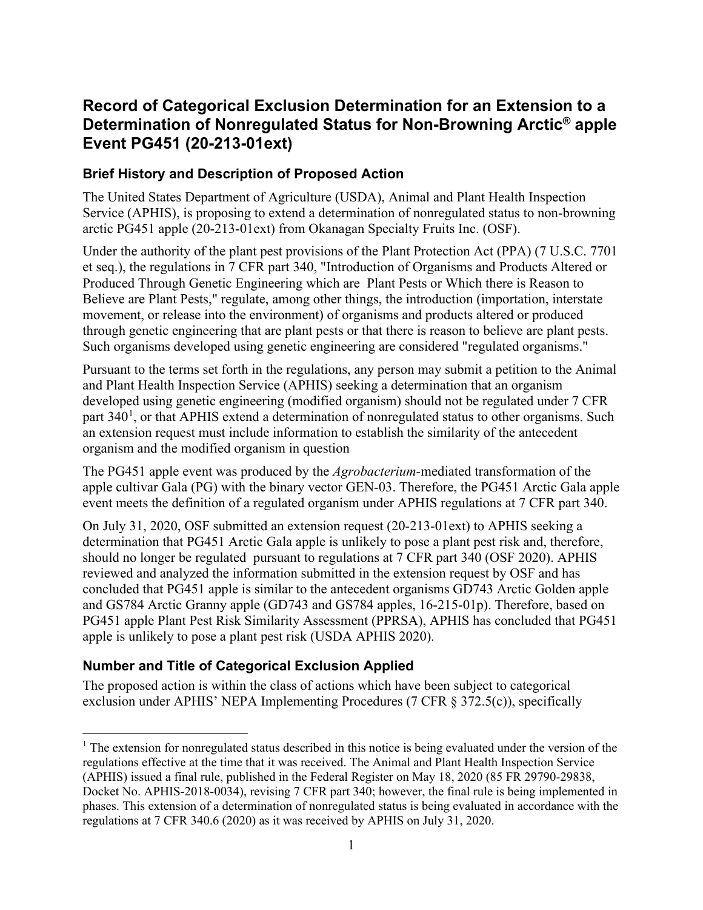# Record of Categorical Exclusion Determination for an Extension to a Determination of Nonregulated Status for Non-Browning Arctic® apple Event PG451 (20-213-01ext)

## Brief History and Description of Proposed Action

The United States Department of Agriculture (USDA), Animal and Plant Health Inspection Service (APHIS), is proposing to extend a determination of nonregulated status to non-browning arctic PG451 apple (20-213-01ext) from Okanagan Specialty Fruits Inc. (OSF).

Under the authority of the plant pest provisions of the Plant Protection Act (PPA) (7 U.S.C. 7701 et seq.), the regulations in 7 CFR part 340, "Introduction of Organisms and Products Altered or Produced Through Genetic Engineering which are Plant Pests or Which there is Reason to Believe are Plant Pests," regulate, among other things, the introduction (importation, interstate movement, or release into the environment) of organisms and products altered or produced through genetic engineering that are plant pests or that there is reason to believe are plant pests. Such organisms developed using genetic engineering are considered "regulated organisms."

Pursuant to the terms set forth in the regulations, any person may submit a petition to the Animal and Plant Health Inspection Service (APHIS) seeking a determination that an organism developed using genetic engineering (modified organism) should not be regulated under 7 CFR part 340[1], or that APHIS extend a determination of nonregulated status to other organisms. Such an extension request must include information to establish the similarity of the antecedent organism and the modified organism in question

The PG451 apple event was produced by the *Agrobacterium*-mediated transformation of the apple cultivar Gala (PG) with the binary vector GEN-03. Therefore, the PG451 Arctic Gala apple event meets the definition of a regulated organism under APHIS regulations at 7 CFR part 340.

On July 31, 2020, OSF submitted an extension request (20-213-01ext) to APHIS seeking a determination that PG451 Arctic Gala apple is unlikely to pose a plant pest risk and, therefore, should no longer be regulated pursuant to regulations at 7 CFR part 340 (OSF 2020). APHIS reviewed and analyzed the information submitted in the extension request by OSF and has concluded that PG451 apple is similar to the antecedent organisms GD743 Arctic Golden apple and GS784 Arctic Granny apple (GD743 and GS784 apples, 16-215-01p). Therefore, based on PG451 apple Plant Pest Risk Similarity Assessment (PPRSA), APHIS has concluded that PG451 apple is unlikely to pose a plant pest risk (USDA APHIS 2020).

## Number and Title of Categorical Exclusion Applied

The proposed action is within the class of actions which have been subject to categorical exclusion under APHIS' NEPA Implementing Procedures (7 CFR § 372.5(c)), specifically

[1] The extension for nonregulated status described in this notice is being evaluated under the version of the regulations effective at the time that it was received. The Animal and Plant Health Inspection Service (APHIS) issued a final rule, published in the Federal Register on May 18, 2020 (85 FR 29790-29838, Docket No. APHIS-2018-0034), revising 7 CFR part 340; however, the final rule is being implemented in phases. This extension of a determination of nonregulated status is being evaluated in accordance with the regulations at 7 CFR 340.6 (2020) as it was received by APHIS on July 31, 2020.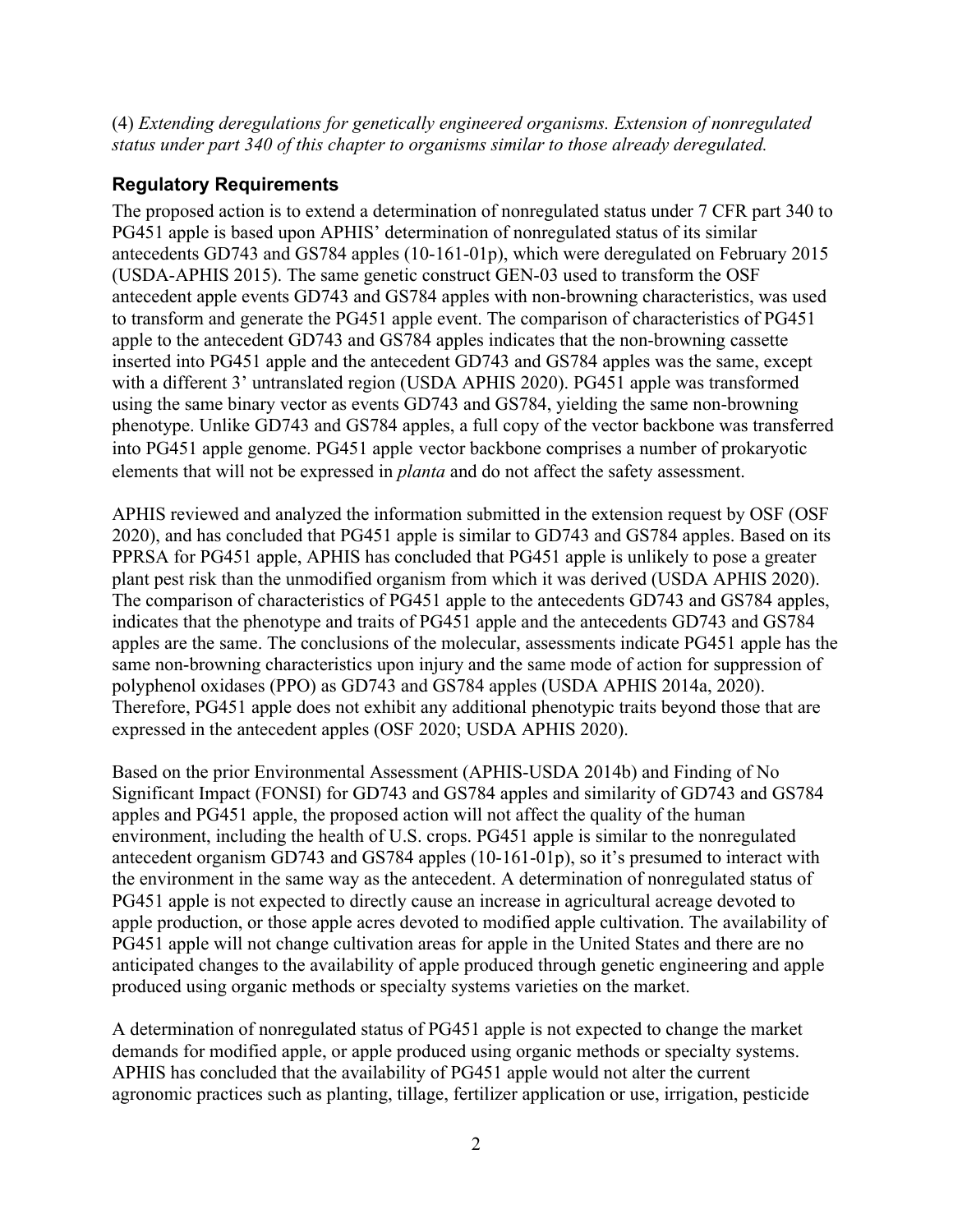(4) *Extending deregulations for genetically engineered organisms. Extension of nonregulated status under part 340 of this chapter to organisms similar to those already deregulated.*

## Regulatory Requirements

The proposed action is to extend a determination of nonregulated status under 7 CFR part 340 to PG451 apple is based upon APHIS' determination of nonregulated status of its similar antecedents GD743 and GS784 apples (10-161-01p), which were deregulated on February 2015 (USDA-APHIS 2015). The same genetic construct GEN-03 used to transform the OSF antecedent apple events GD743 and GS784 apples with non-browning characteristics, was used to transform and generate the PG451 apple event. The comparison of characteristics of PG451 apple to the antecedent GD743 and GS784 apples indicates that the non-browning cassette inserted into PG451 apple and the antecedent GD743 and GS784 apples was the same, except with a different 3' untranslated region (USDA APHIS 2020). PG451 apple was transformed using the same binary vector as events GD743 and GS784, yielding the same non-browning phenotype. Unlike GD743 and GS784 apples, a full copy of the vector backbone was transferred into PG451 apple genome. PG451 apple vector backbone comprises a number of prokaryotic elements that will not be expressed in *planta* and do not affect the safety assessment.

APHIS reviewed and analyzed the information submitted in the extension request by OSF (OSF 2020), and has concluded that PG451 apple is similar to GD743 and GS784 apples. Based on its PPRSA for PG451 apple, APHIS has concluded that PG451 apple is unlikely to pose a greater plant pest risk than the unmodified organism from which it was derived (USDA APHIS 2020). The comparison of characteristics of PG451 apple to the antecedents GD743 and GS784 apples, indicates that the phenotype and traits of PG451 apple and the antecedents GD743 and GS784 apples are the same. The conclusions of the molecular, assessments indicate PG451 apple has the same non-browning characteristics upon injury and the same mode of action for suppression of polyphenol oxidases (PPO) as GD743 and GS784 apples (USDA APHIS 2014a, 2020). Therefore, PG451 apple does not exhibit any additional phenotypic traits beyond those that are expressed in the antecedent apples (OSF 2020; USDA APHIS 2020).

Based on the prior Environmental Assessment (APHIS-USDA 2014b) and Finding of No Significant Impact (FONSI) for GD743 and GS784 apples and similarity of GD743 and GS784 apples and PG451 apple, the proposed action will not affect the quality of the human environment, including the health of U.S. crops. PG451 apple is similar to the nonregulated antecedent organism GD743 and GS784 apples (10-161-01p), so it's presumed to interact with the environment in the same way as the antecedent. A determination of nonregulated status of PG451 apple is not expected to directly cause an increase in agricultural acreage devoted to apple production, or those apple acres devoted to modified apple cultivation. The availability of PG451 apple will not change cultivation areas for apple in the United States and there are no anticipated changes to the availability of apple produced through genetic engineering and apple produced using organic methods or specialty systems varieties on the market.

A determination of nonregulated status of PG451 apple is not expected to change the market demands for modified apple, or apple produced using organic methods or specialty systems. APHIS has concluded that the availability of PG451 apple would not alter the current agronomic practices such as planting, tillage, fertilizer application or use, irrigation, pesticide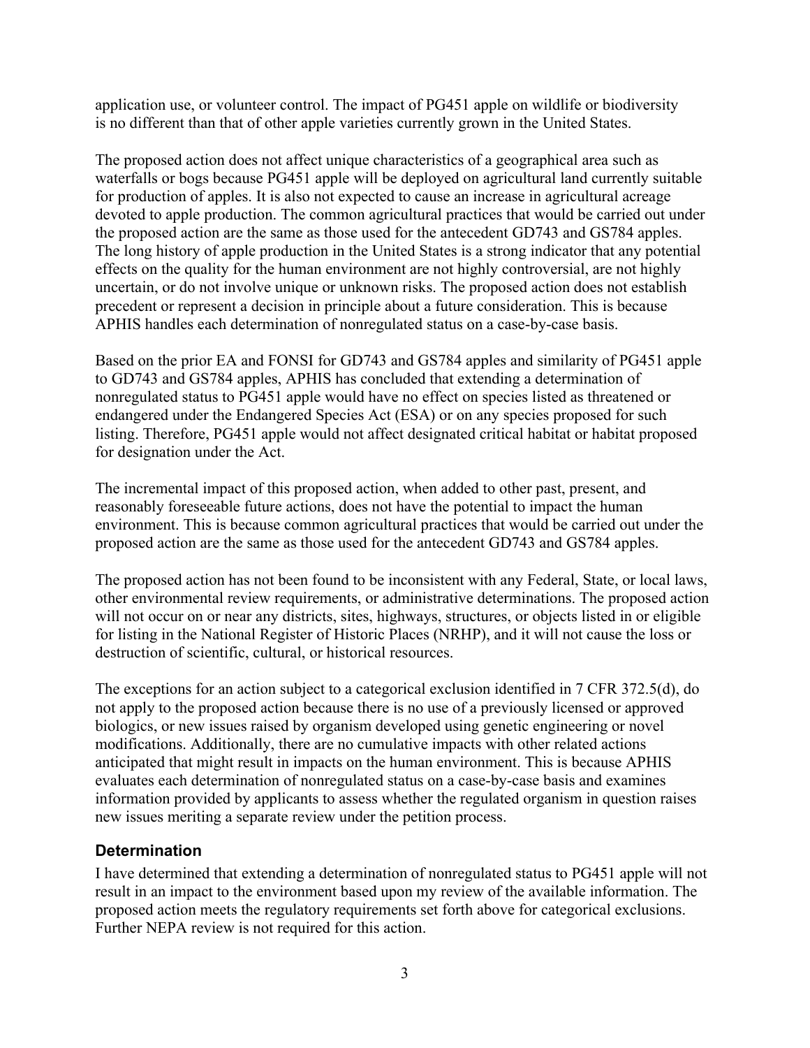application use, or volunteer control. The impact of PG451 apple on wildlife or biodiversity is no different than that of other apple varieties currently grown in the United States.

The proposed action does not affect unique characteristics of a geographical area such as waterfalls or bogs because PG451 apple will be deployed on agricultural land currently suitable for production of apples. It is also not expected to cause an increase in agricultural acreage devoted to apple production. The common agricultural practices that would be carried out under the proposed action are the same as those used for the antecedent GD743 and GS784 apples. The long history of apple production in the United States is a strong indicator that any potential effects on the quality for the human environment are not highly controversial, are not highly uncertain, or do not involve unique or unknown risks. The proposed action does not establish precedent or represent a decision in principle about a future consideration. This is because APHIS handles each determination of nonregulated status on a case-by-case basis.

Based on the prior EA and FONSI for GD743 and GS784 apples and similarity of PG451 apple to GD743 and GS784 apples, APHIS has concluded that extending a determination of nonregulated status to PG451 apple would have no effect on species listed as threatened or endangered under the Endangered Species Act (ESA) or on any species proposed for such listing. Therefore, PG451 apple would not affect designated critical habitat or habitat proposed for designation under the Act.

The incremental impact of this proposed action, when added to other past, present, and reasonably foreseeable future actions, does not have the potential to impact the human environment. This is because common agricultural practices that would be carried out under the proposed action are the same as those used for the antecedent GD743 and GS784 apples.

The proposed action has not been found to be inconsistent with any Federal, State, or local laws, other environmental review requirements, or administrative determinations. The proposed action will not occur on or near any districts, sites, highways, structures, or objects listed in or eligible for listing in the National Register of Historic Places (NRHP), and it will not cause the loss or destruction of scientific, cultural, or historical resources.

The exceptions for an action subject to a categorical exclusion identified in 7 CFR 372.5(d), do not apply to the proposed action because there is no use of a previously licensed or approved biologics, or new issues raised by organism developed using genetic engineering or novel modifications. Additionally, there are no cumulative impacts with other related actions anticipated that might result in impacts on the human environment. This is because APHIS evaluates each determination of nonregulated status on a case-by-case basis and examines information provided by applicants to assess whether the regulated organism in question raises new issues meriting a separate review under the petition process.

### Determination

I have determined that extending a determination of nonregulated status to PG451 apple will not result in an impact to the environment based upon my review of the available information. The proposed action meets the regulatory requirements set forth above for categorical exclusions. Further NEPA review is not required for this action.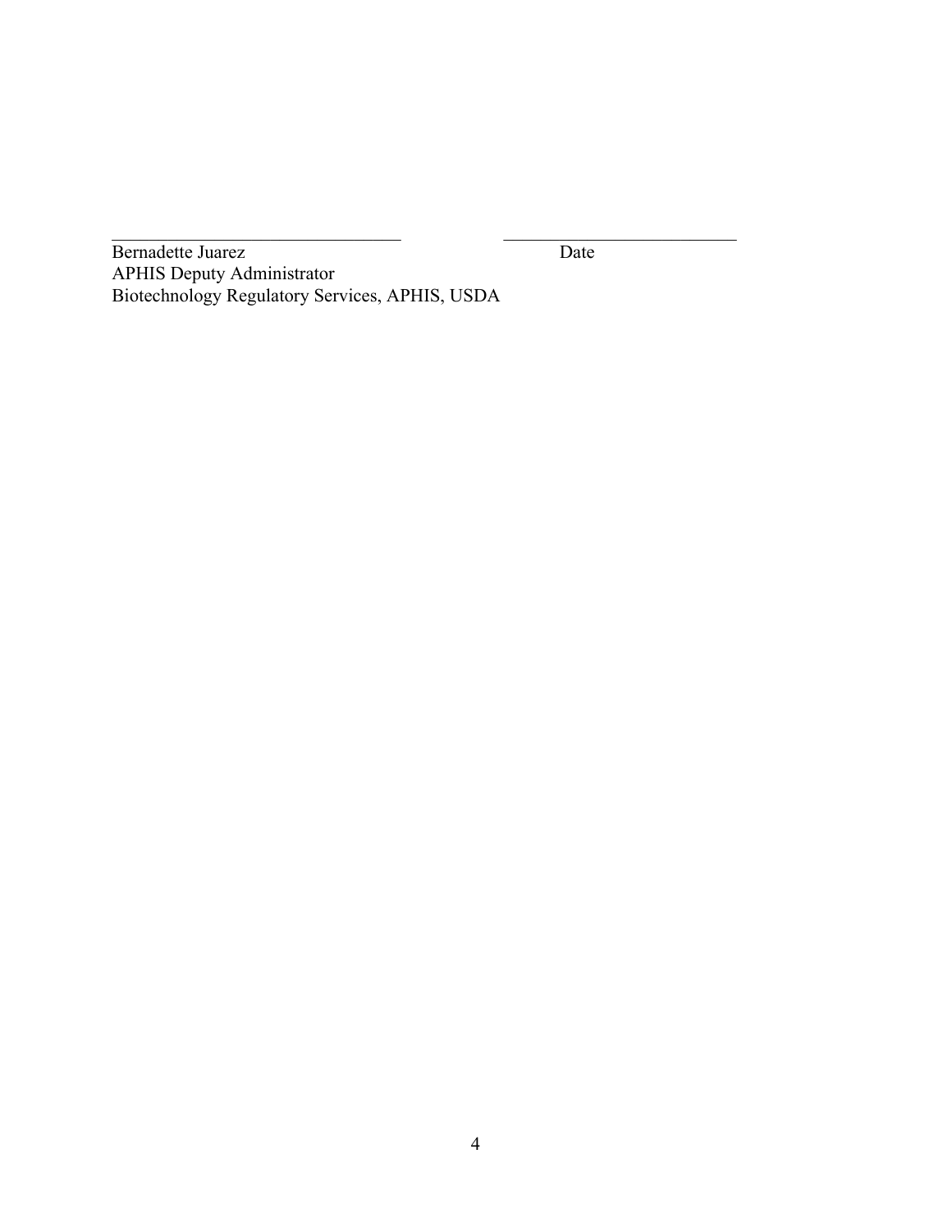\_\_\_\_\_\_\_\_\_\_\_\_\_\_\_\_\_\_\_\_\_\_\_\_\_\_\_\_\_\_\_\_ \_\_\_\_\_\_\_\_\_\_\_\_\_\_\_\_\_\_\_\_\_\_\_\_\_\_

Bernadette Juarez Date

APHIS Deputy Administrator

Biotechnology Regulatory Services, APHIS, USDA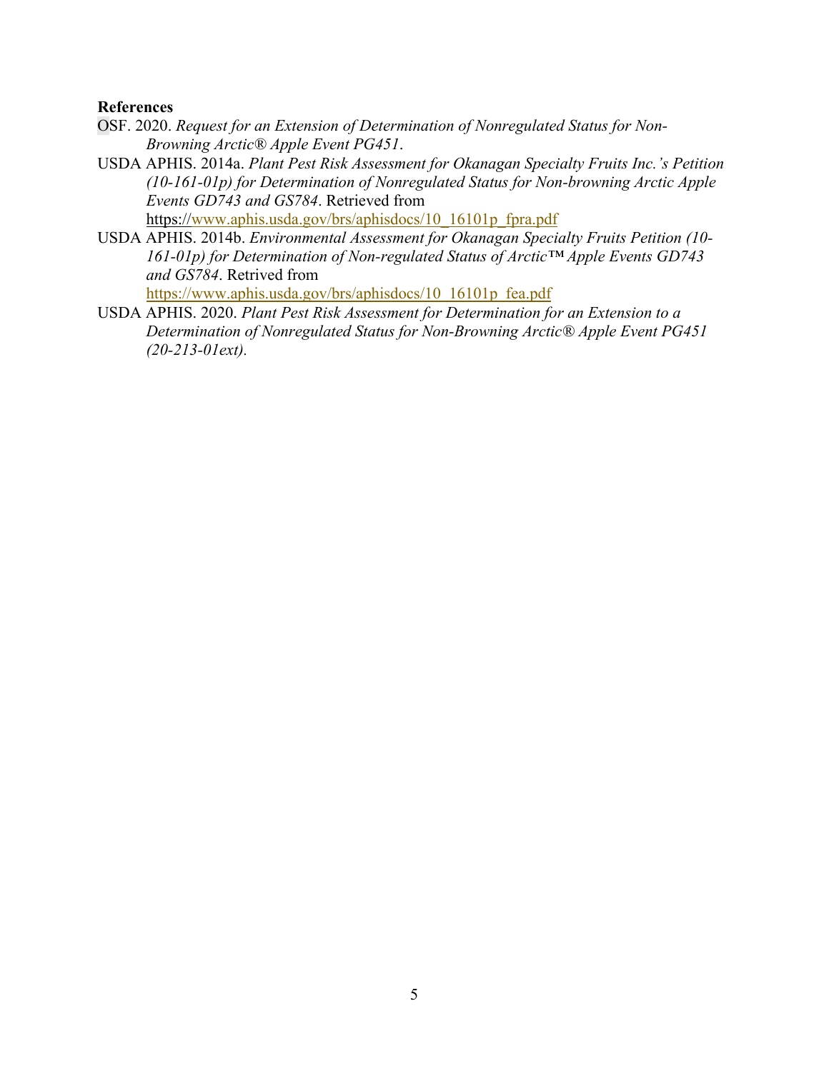**References**

OSF. 2020. *Request for an Extension of Determination of Nonregulated Status for Non-Browning Arctic® Apple Event PG451*.

USDA APHIS. 2014a. *Plant Pest Risk Assessment for Okanagan Specialty Fruits Inc.'s Petition (10-161-01p) for Determination of Nonregulated Status for Non-browning Arctic Apple Events GD743 and GS784*. Retrieved from https://www.aphis.usda.gov/brs/aphisdocs/10_16101p_fpra.pdf

USDA APHIS. 2014b. *Environmental Assessment for Okanagan Specialty Fruits Petition (10-161-01p) for Determination of Non-regulated Status of Arctic™ Apple Events GD743 and GS784*. Retrived from https://www.aphis.usda.gov/brs/aphisdocs/10_16101p_fea.pdf

USDA APHIS. 2020. *Plant Pest Risk Assessment for Determination for an Extension to a Determination of Nonregulated Status for Non-Browning Arctic® Apple Event PG451 (20-213-01ext).*